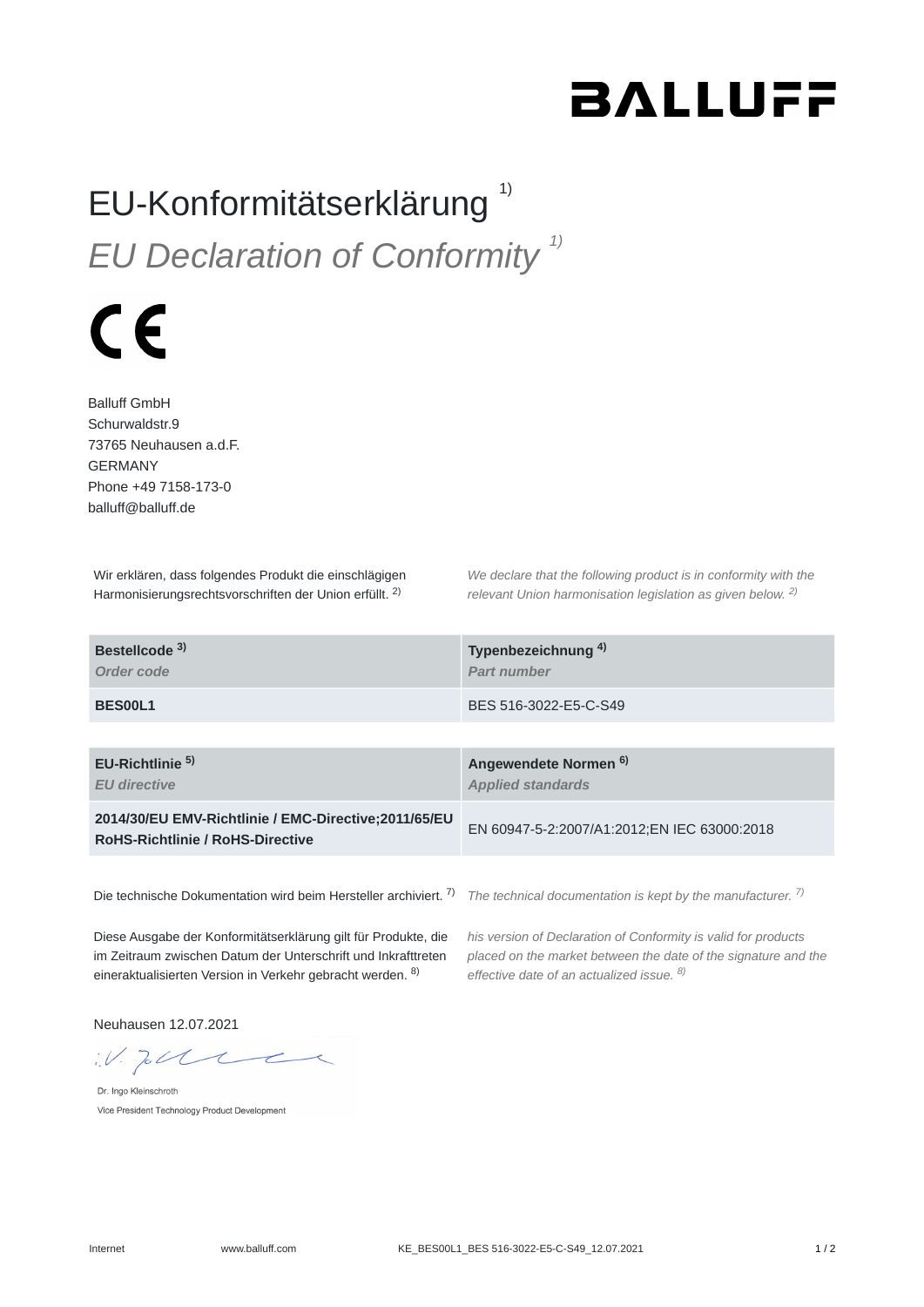# EU-Konformitätserklärung [1)]

## *EU Declaration of Conformity [1)]*

Balluff GmbH
Schurwaldstr.9
73765 Neuhausen a.d.F.
GERMANY
Phone +49 7158-173-0
balluff@balluff.de

Wir erklären, dass folgendes Produkt die einschlägigen Harmonisierungsrechtsvorschriften der Union erfüllt. [2)]

*We declare that the following product is in conformity with the relevant Union harmonisation legislation as given below. [2)]*

| **Bestellcode [3)]** *Order code* | **Typenbezeichnung [4)]** *Part number* |
|---|---|
| **BES00L1** | BES 516-3022-E5-C-S49 |

| **EU-Richtlinie [5)]** *EU directive* | **Angewendete Normen [6)]** *Applied standards* |
|---|---|
| **2014/30/EU EMV-Richtlinie / EMC-Directive;2011/65/EU RoHS-Richtlinie / RoHS-Directive** | EN 60947-5-2:2007/A1:2012;EN IEC 63000:2018 |

Die technische Dokumentation wird beim Hersteller archiviert. [7)]

*The technical documentation is kept by the manufacturer. [7)]*

Diese Ausgabe der Konformitätserklärung gilt für Produkte, die im Zeitraum zwischen Datum der Unterschrift und Inkrafttreten eineraktualisierten Version in Verkehr gebracht werden. [8)]

*his version of Declaration of Conformity is valid for products placed on the market between the date of the signature and the effective date of an actualized issue. [8)]*

Neuhausen 12.07.2021

i.V.

Dr. Ingo Kleinschroth
Vice President Technology Product Development

Internet www.balluff.com KE_BES00L1_BES 516-3022-E5-C-S49_12.07.2021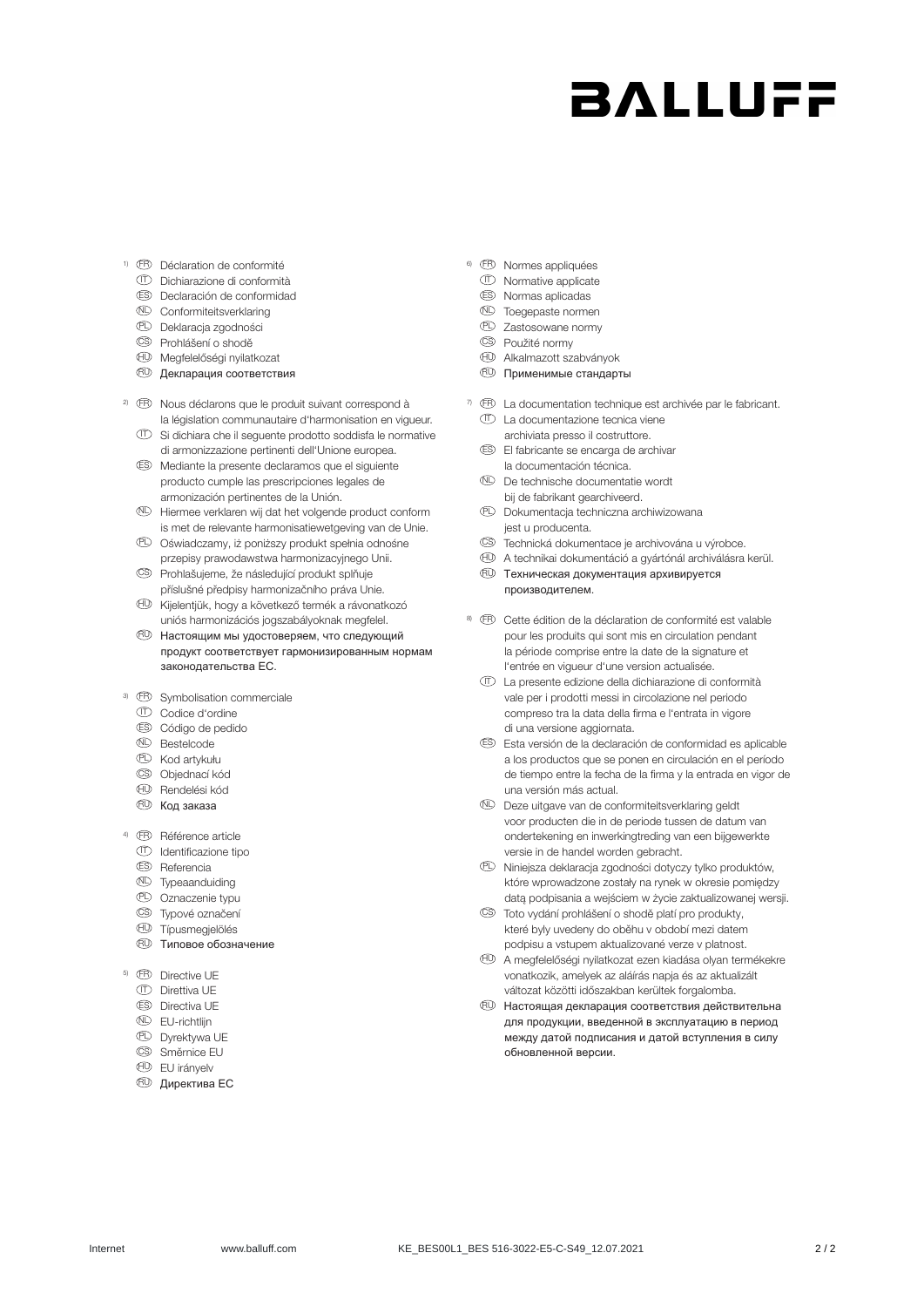# BALLUFF

1) (FR) Déclaration de conformité
(IT) Dichiarazione di conformità
(ES) Declaración de conformidad
(NL) Conformiteitsverklaring
(PL) Deklaracja zgodności
(CS) Prohlášení o shodě
(HU) Megfelelőségi nyilatkozat
(RU) Декларация соответствия

2) (FR) Nous déclarons que le produit suivant correspond à la législation communautaire d'harmonisation en vigueur.
(IT) Si dichiara che il seguente prodotto soddisfa le normative di armonizzazione pertinenti dell'Unione europea.
(ES) Mediante la presente declaramos que el siguiente producto cumple las prescripciones legales de armonización pertinentes de la Unión.
(NL) Hiermee verklaren wij dat het volgende product conform is met de relevante harmonisatiewetgeving van de Unie.
(PL) Oświadczamy, iż poniższy produkt spełnia odnośne przepisy prawodawstwa harmonizacyjnego Unii.
(CS) Prohlašujeme, že následující produkt splňuje příslušné předpisy harmonizačního práva Unie.
(HU) Kijelentjük, hogy a következő termék a rávonatkozó uniós harmonizációs jogszabályoknak megfelel.
(RU) Настоящим мы удостоверяем, что следующий продукт соответствует гармонизированным нормам законодательства ЕС.

3) (FR) Symbolisation commerciale
(IT) Codice d'ordine
(ES) Código de pedido
(NL) Bestelcode
(PL) Kod artykułu
(CS) Objednací kód
(HU) Rendelési kód
(RU) Код заказа

4) (FR) Référence article
(IT) Identificazione tipo
(ES) Referencia
(NL) Typeaanduiding
(PL) Oznaczenie typu
(CS) Typové označení
(HU) Típusmegjelölés
(RU) Типовое обозначение

5) (FR) Directive UE
(IT) Direttiva UE
(ES) Directiva UE
(NL) EU-richtlijn
(PL) Dyrektywa UE
(CS) Směrnice EU
(HU) EU irányelv
(RU) Директива ЕС

6) (FR) Normes appliquées
(IT) Normative applicate
(ES) Normas aplicadas
(NL) Toegepaste normen
(PL) Zastosowane normy
(CS) Použité normy
(HU) Alkalmazott szabványok
(RU) Применимые стандарты

7) (FR) La documentation technique est archivée par le fabricant.
(IT) La documentazione tecnica viene archiviata presso il costruttore.
(ES) El fabricante se encarga de archivar la documentación técnica.
(NL) De technische documentatie wordt bij de fabrikant gearchiveerd.
(PL) Dokumentacja techniczna archiwizowana jest u producenta.
(CS) Technická dokumentace je archivována u výrobce.
(HU) A technikai dokumentáció a gyártónál archiválásra kerül.
(RU) Техническая документация архивируется производителем.

8) (FR) Cette édition de la déclaration de conformité est valable pour les produits qui sont mis en circulation pendant la période comprise entre la date de la signature et l'entrée en vigueur d'une version actualisée.
(IT) La presente edizione della dichiarazione di conformità vale per i prodotti messi in circolazione nel periodo compreso tra la data della firma e l'entrata in vigore di una versione aggiornata.
(ES) Esta versión de la declaración de conformidad es aplicable a los productos que se ponen en circulación en el período de tiempo entre la fecha de la firma y la entrada en vigor de una versión más actual.
(NL) Deze uitgave van de conformiteitsverklaring geldt voor producten die in de periode tussen de datum van ondertekening en inwerkingtreding van een bijgewerkte versie in de handel worden gebracht.
(PL) Niniejsza deklaracja zgodności dotyczy tylko produktów, które wprowadzone zostały na rynek w okresie pomiędzy datą podpisania a wejściem w życie zaktualizowanej wersji.
(CS) Toto vydání prohlášení o shodě platí pro produkty, které byly uvedeny do oběhu v období mezi datem podpisu a vstupem aktualizované verze v platnost.
(HU) A megfelelőségi nyilatkozat ezen kiadása olyan termékekre vonatkozik, amelyek az aláírás napja és az aktualizált változat közötti időszakban kerültek forgalomba.
(RU) Настоящая декларация соответствия действительна для продукции, введенной в эксплуатацию в период между датой подписания и датой вступления в силу обновленной версии.

Internet www.balluff.com KE_BES00L1_BES 516-3022-E5-C-S49_12.07.2021